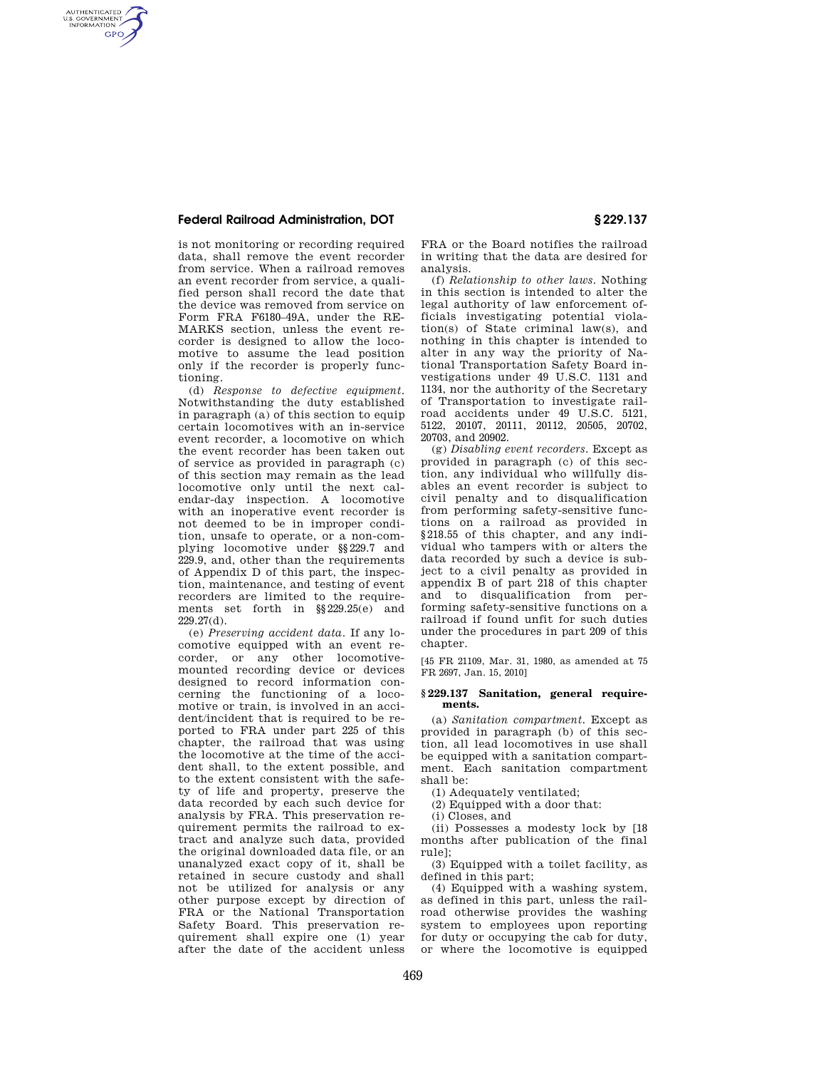is not monitoring or recording required data, shall remove the event recorder from service. When a railroad removes an event recorder from service, a qualified person shall record the date that the device was removed from service on Form FRA F6180–49A, under the REMARKS section, unless the event recorder is designed to allow the locomotive to assume the lead position only if the recorder is properly functioning.

(d) *Response to defective equipment.* Notwithstanding the duty established in paragraph (a) of this section to equip certain locomotives with an in-service event recorder, a locomotive on which the event recorder has been taken out of service as provided in paragraph (c) of this section may remain as the lead locomotive only until the next calendar-day inspection. A locomotive with an inoperative event recorder is not deemed to be in improper condition, unsafe to operate, or a non-complying locomotive under §§229.7 and 229.9, and, other than the requirements of Appendix D of this part, the inspection, maintenance, and testing of event recorders are limited to the requirements set forth in §§229.25(e) and 229.27(d).

(e) *Preserving accident data.* If any locomotive equipped with an event recorder, or any other locomotive-mounted recording device or devices designed to record information concerning the functioning of a locomotive or train, is involved in an accident/incident that is required to be reported to FRA under part 225 of this chapter, the railroad that was using the locomotive at the time of the accident shall, to the extent possible, and to the extent consistent with the safety of life and property, preserve the data recorded by each such device for analysis by FRA. This preservation requirement permits the railroad to extract and analyze such data, provided the original downloaded data file, or an unanalyzed exact copy of it, shall be retained in secure custody and shall not be utilized for analysis or any other purpose except by direction of FRA or the National Transportation Safety Board. This preservation requirement shall expire one (1) year after the date of the accident unless FRA or the Board notifies the railroad in writing that the data are desired for analysis.

(f) *Relationship to other laws.* Nothing in this section is intended to alter the legal authority of law enforcement officials investigating potential violation(s) of State criminal law(s), and nothing in this chapter is intended to alter in any way the priority of National Transportation Safety Board investigations under 49 U.S.C. 1131 and 1134, nor the authority of the Secretary of Transportation to investigate railroad accidents under 49 U.S.C. 5121, 5122, 20107, 20111, 20112, 20505, 20702, 20703, and 20902.

(g) *Disabling event recorders.* Except as provided in paragraph (c) of this section, any individual who willfully disables an event recorder is subject to civil penalty and to disqualification from performing safety-sensitive functions on a railroad as provided in §218.55 of this chapter, and any individual who tampers with or alters the data recorded by such a device is subject to a civil penalty as provided in appendix B of part 218 of this chapter and to disqualification from performing safety-sensitive functions on a railroad if found unfit for such duties under the procedures in part 209 of this chapter.

[45 FR 21109, Mar. 31, 1980, as amended at 75 FR 2697, Jan. 15, 2010]

### §229.137 Sanitation, general requirements.

(a) *Sanitation compartment.* Except as provided in paragraph (b) of this section, all lead locomotives in use shall be equipped with a sanitation compartment. Each sanitation compartment shall be:

(1) Adequately ventilated;

(2) Equipped with a door that:

(i) Closes, and

(ii) Possesses a modesty lock by [18 months after publication of the final rule];

(3) Equipped with a toilet facility, as defined in this part;

(4) Equipped with a washing system, as defined in this part, unless the railroad otherwise provides the washing system to employees upon reporting for duty or occupying the cab for duty, or where the locomotive is equipped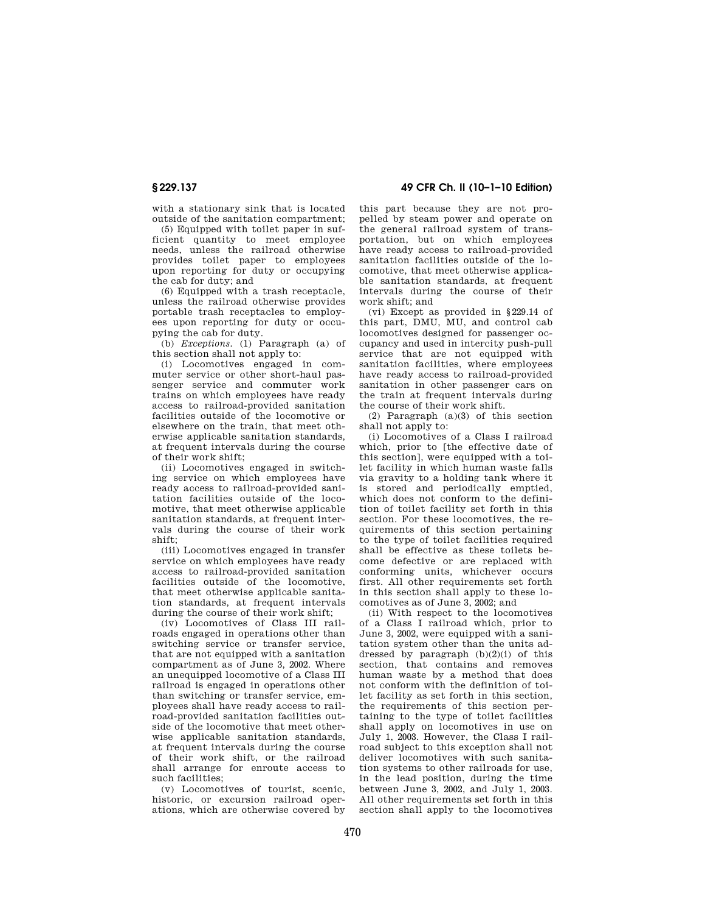with a stationary sink that is located outside of the sanitation compartment;

(5) Equipped with toilet paper in sufficient quantity to meet employee needs, unless the railroad otherwise provides toilet paper to employees upon reporting for duty or occupying the cab for duty; and

(6) Equipped with a trash receptacle, unless the railroad otherwise provides portable trash receptacles to employees upon reporting for duty or occupying the cab for duty.

(b) *Exceptions.* (1) Paragraph (a) of this section shall not apply to:

(i) Locomotives engaged in commuter service or other short-haul passenger service and commuter work trains on which employees have ready access to railroad-provided sanitation facilities outside of the locomotive or elsewhere on the train, that meet otherwise applicable sanitation standards, at frequent intervals during the course of their work shift;

(ii) Locomotives engaged in switching service on which employees have ready access to railroad-provided sanitation facilities outside of the locomotive, that meet otherwise applicable sanitation standards, at frequent intervals during the course of their work shift;

(iii) Locomotives engaged in transfer service on which employees have ready access to railroad-provided sanitation facilities outside of the locomotive, that meet otherwise applicable sanitation standards, at frequent intervals during the course of their work shift;

(iv) Locomotives of Class III railroads engaged in operations other than switching service or transfer service, that are not equipped with a sanitation compartment as of June 3, 2002. Where an unequipped locomotive of a Class III railroad is engaged in operations other than switching or transfer service, employees shall have ready access to railroad-provided sanitation facilities outside of the locomotive that meet otherwise applicable sanitation standards, at frequent intervals during the course of their work shift, or the railroad shall arrange for enroute access to such facilities;

(v) Locomotives of tourist, scenic, historic, or excursion railroad operations, which are otherwise covered by this part because they are not propelled by steam power and operate on the general railroad system of transportation, but on which employees have ready access to railroad-provided sanitation facilities outside of the locomotive, that meet otherwise applicable sanitation standards, at frequent intervals during the course of their work shift; and

(vi) Except as provided in §229.14 of this part, DMU, MU, and control cab locomotives designed for passenger occupancy and used in intercity push-pull service that are not equipped with sanitation facilities, where employees have ready access to railroad-provided sanitation in other passenger cars on the train at frequent intervals during the course of their work shift.

(2) Paragraph (a)(3) of this section shall not apply to:

(i) Locomotives of a Class I railroad which, prior to [the effective date of this section], were equipped with a toilet facility in which human waste falls via gravity to a holding tank where it is stored and periodically emptied, which does not conform to the definition of toilet facility set forth in this section. For these locomotives, the requirements of this section pertaining to the type of toilet facilities required shall be effective as these toilets become defective or are replaced with conforming units, whichever occurs first. All other requirements set forth in this section shall apply to these locomotives as of June 3, 2002; and

(ii) With respect to the locomotives of a Class I railroad which, prior to June 3, 2002, were equipped with a sanitation system other than the units addressed by paragraph (b)(2)(i) of this section, that contains and removes human waste by a method that does not conform with the definition of toilet facility as set forth in this section, the requirements of this section pertaining to the type of toilet facilities shall apply on locomotives in use on July 1, 2003. However, the Class I railroad subject to this exception shall not deliver locomotives with such sanitation systems to other railroads for use, in the lead position, during the time between June 3, 2002, and July 1, 2003. All other requirements set forth in this section shall apply to the locomotives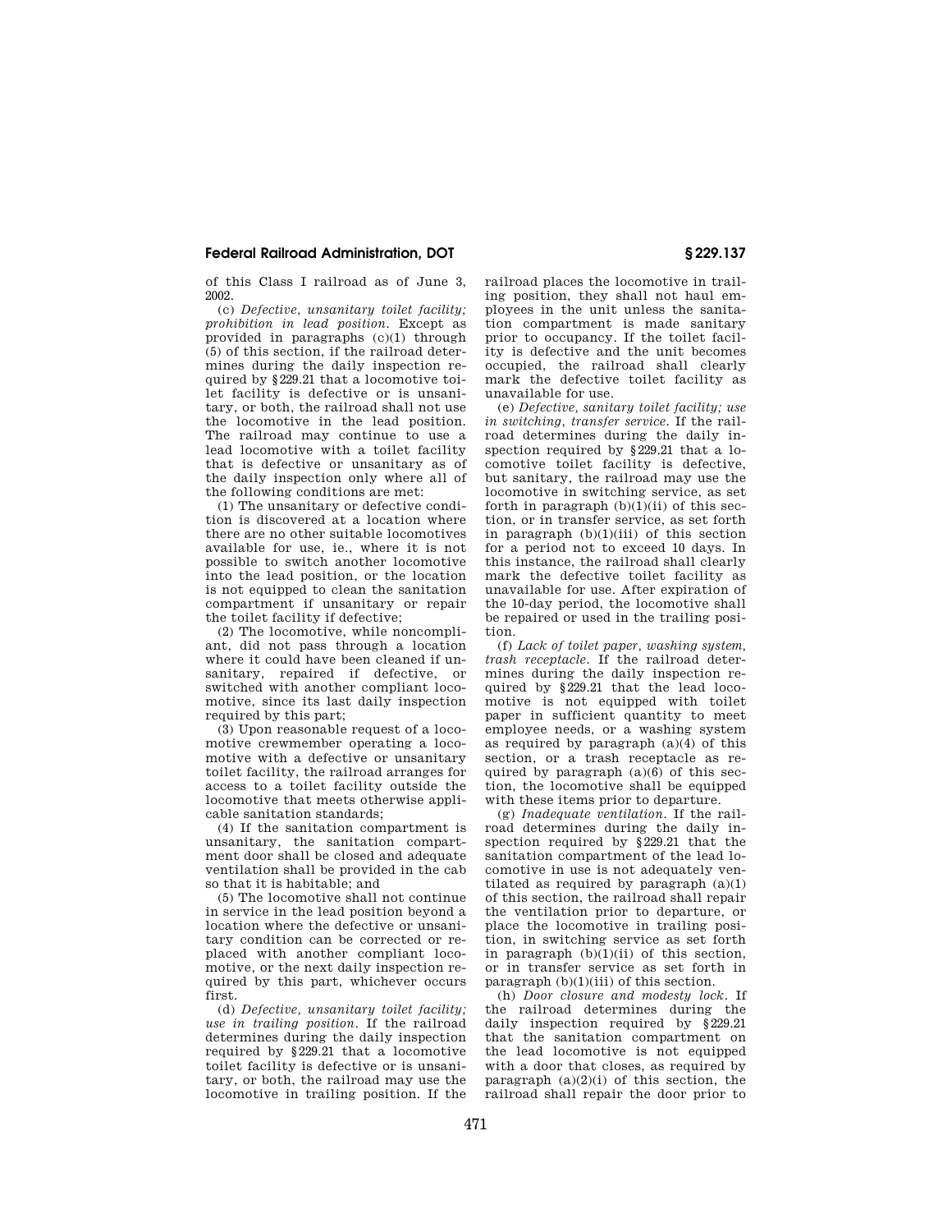of this Class I railroad as of June 3, 2002.

(c) *Defective, unsanitary toilet facility; prohibition in lead position.* Except as provided in paragraphs (c)(1) through (5) of this section, if the railroad determines during the daily inspection required by §229.21 that a locomotive toilet facility is defective or is unsanitary, or both, the railroad shall not use the locomotive in the lead position. The railroad may continue to use a lead locomotive with a toilet facility that is defective or unsanitary as of the daily inspection only where all of the following conditions are met:

(1) The unsanitary or defective condition is discovered at a location where there are no other suitable locomotives available for use, ie., where it is not possible to switch another locomotive into the lead position, or the location is not equipped to clean the sanitation compartment if unsanitary or repair the toilet facility if defective;

(2) The locomotive, while noncompliant, did not pass through a location where it could have been cleaned if unsanitary, repaired if defective, or switched with another compliant locomotive, since its last daily inspection required by this part;

(3) Upon reasonable request of a locomotive crewmember operating a locomotive with a defective or unsanitary toilet facility, the railroad arranges for access to a toilet facility outside the locomotive that meets otherwise applicable sanitation standards;

(4) If the sanitation compartment is unsanitary, the sanitation compartment door shall be closed and adequate ventilation shall be provided in the cab so that it is habitable; and

(5) The locomotive shall not continue in service in the lead position beyond a location where the defective or unsanitary condition can be corrected or replaced with another compliant locomotive, or the next daily inspection required by this part, whichever occurs first.

(d) *Defective, unsanitary toilet facility; use in trailing position.* If the railroad determines during the daily inspection required by §229.21 that a locomotive toilet facility is defective or is unsanitary, or both, the railroad may use the locomotive in trailing position. If the railroad places the locomotive in trailing position, they shall not haul employees in the unit unless the sanitation compartment is made sanitary prior to occupancy. If the toilet facility is defective and the unit becomes occupied, the railroad shall clearly mark the defective toilet facility as unavailable for use.

(e) *Defective, sanitary toilet facility; use in switching, transfer service.* If the railroad determines during the daily inspection required by §229.21 that a locomotive toilet facility is defective, but sanitary, the railroad may use the locomotive in switching service, as set forth in paragraph (b)(1)(ii) of this section, or in transfer service, as set forth in paragraph (b)(1)(iii) of this section for a period not to exceed 10 days. In this instance, the railroad shall clearly mark the defective toilet facility as unavailable for use. After expiration of the 10-day period, the locomotive shall be repaired or used in the trailing position.

(f) *Lack of toilet paper, washing system, trash receptacle.* If the railroad determines during the daily inspection required by §229.21 that the lead locomotive is not equipped with toilet paper in sufficient quantity to meet employee needs, or a washing system as required by paragraph (a)(4) of this section, or a trash receptacle as required by paragraph (a)(6) of this section, the locomotive shall be equipped with these items prior to departure.

(g) *Inadequate ventilation.* If the railroad determines during the daily inspection required by §229.21 that the sanitation compartment of the lead locomotive in use is not adequately ventilated as required by paragraph (a)(1) of this section, the railroad shall repair the ventilation prior to departure, or place the locomotive in trailing position, in switching service as set forth in paragraph (b)(1)(ii) of this section, or in transfer service as set forth in paragraph (b)(1)(iii) of this section.

(h) *Door closure and modesty lock.* If the railroad determines during the daily inspection required by §229.21 that the sanitation compartment on the lead locomotive is not equipped with a door that closes, as required by paragraph (a)(2)(i) of this section, the railroad shall repair the door prior to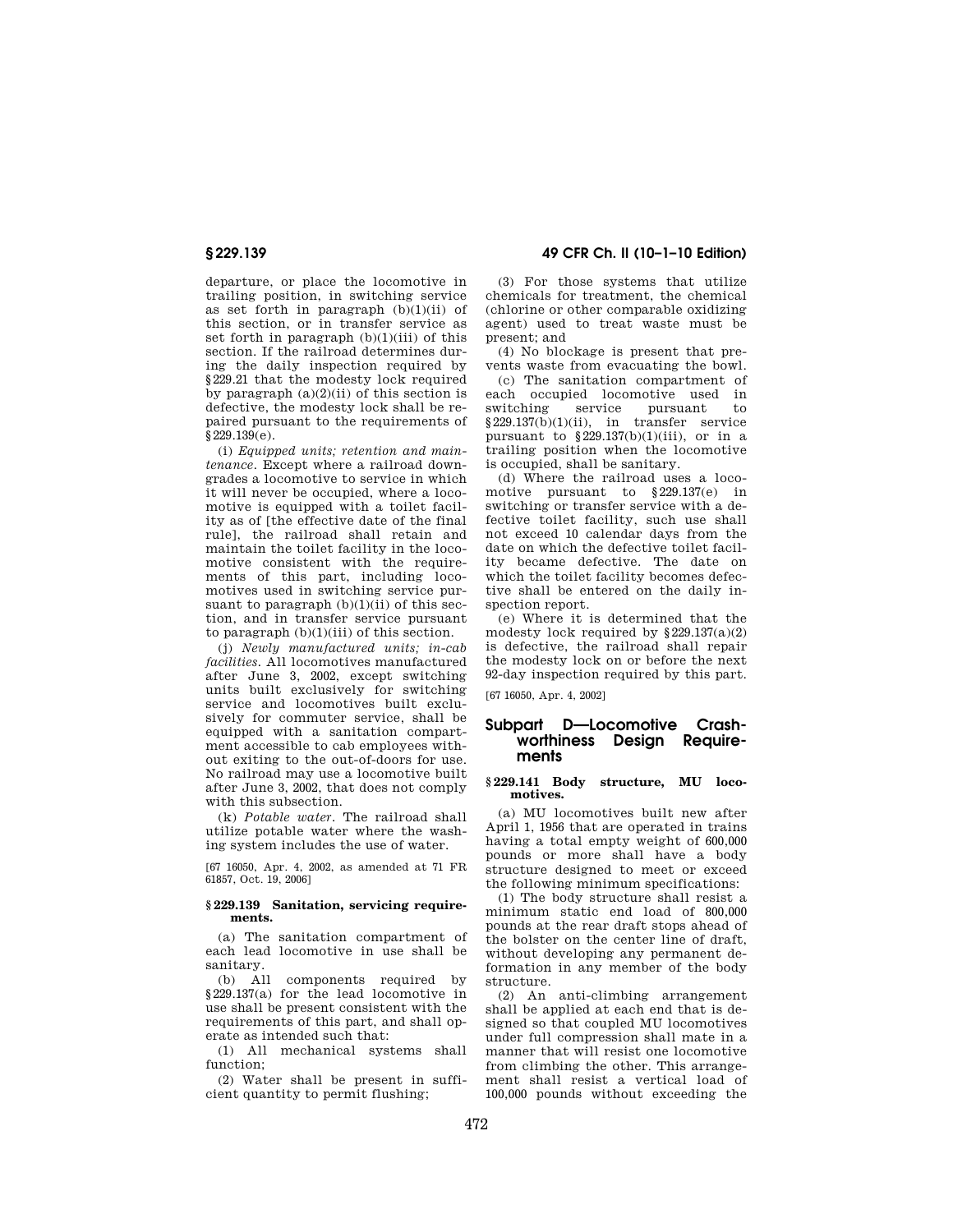departure, or place the locomotive in trailing position, in switching service as set forth in paragraph (b)(1)(ii) of this section, or in transfer service as set forth in paragraph (b)(1)(iii) of this section. If the railroad determines during the daily inspection required by §229.21 that the modesty lock required by paragraph (a)(2)(ii) of this section is defective, the modesty lock shall be repaired pursuant to the requirements of §229.139(e).

(i) *Equipped units; retention and maintenance.* Except where a railroad downgrades a locomotive to service in which it will never be occupied, where a locomotive is equipped with a toilet facility as of [the effective date of the final rule], the railroad shall retain and maintain the toilet facility in the locomotive consistent with the requirements of this part, including locomotives used in switching service pursuant to paragraph (b)(1)(ii) of this section, and in transfer service pursuant to paragraph (b)(1)(iii) of this section.

(j) *Newly manufactured units; in-cab facilities.* All locomotives manufactured after June 3, 2002, except switching units built exclusively for switching service and locomotives built exclusively for commuter service, shall be equipped with a sanitation compartment accessible to cab employees without exiting to the out-of-doors for use. No railroad may use a locomotive built after June 3, 2002, that does not comply with this subsection.

(k) *Potable water.* The railroad shall utilize potable water where the washing system includes the use of water.

[67 16050, Apr. 4, 2002, as amended at 71 FR 61857, Oct. 19, 2006]

#### § 229.139 Sanitation, servicing requirements.

(a) The sanitation compartment of each lead locomotive in use shall be sanitary.

(b) All components required by §229.137(a) for the lead locomotive in use shall be present consistent with the requirements of this part, and shall operate as intended such that:

(1) All mechanical systems shall function;

(2) Water shall be present in sufficient quantity to permit flushing;

(3) For those systems that utilize chemicals for treatment, the chemical (chlorine or other comparable oxidizing agent) used to treat waste must be present; and

(4) No blockage is present that prevents waste from evacuating the bowl.

(c) The sanitation compartment of each occupied locomotive used in switching service pursuant to §229.137(b)(1)(ii), in transfer service pursuant to §229.137(b)(1)(iii), or in a trailing position when the locomotive is occupied, shall be sanitary.

(d) Where the railroad uses a locomotive pursuant to §229.137(e) in switching or transfer service with a defective toilet facility, such use shall not exceed 10 calendar days from the date on which the defective toilet facility became defective. The date on which the toilet facility becomes defective shall be entered on the daily inspection report.

(e) Where it is determined that the modesty lock required by §229.137(a)(2) is defective, the railroad shall repair the modesty lock on or before the next 92-day inspection required by this part.

[67 16050, Apr. 4, 2002]

## Subpart D—Locomotive Crashworthiness Design Requirements

#### § 229.141 Body structure, MU locomotives.

(a) MU locomotives built new after April 1, 1956 that are operated in trains having a total empty weight of 600,000 pounds or more shall have a body structure designed to meet or exceed the following minimum specifications:

(1) The body structure shall resist a minimum static end load of 800,000 pounds at the rear draft stops ahead of the bolster on the center line of draft, without developing any permanent deformation in any member of the body structure.

(2) An anti-climbing arrangement shall be applied at each end that is designed so that coupled MU locomotives under full compression shall mate in a manner that will resist one locomotive from climbing the other. This arrangement shall resist a vertical load of 100,000 pounds without exceeding the